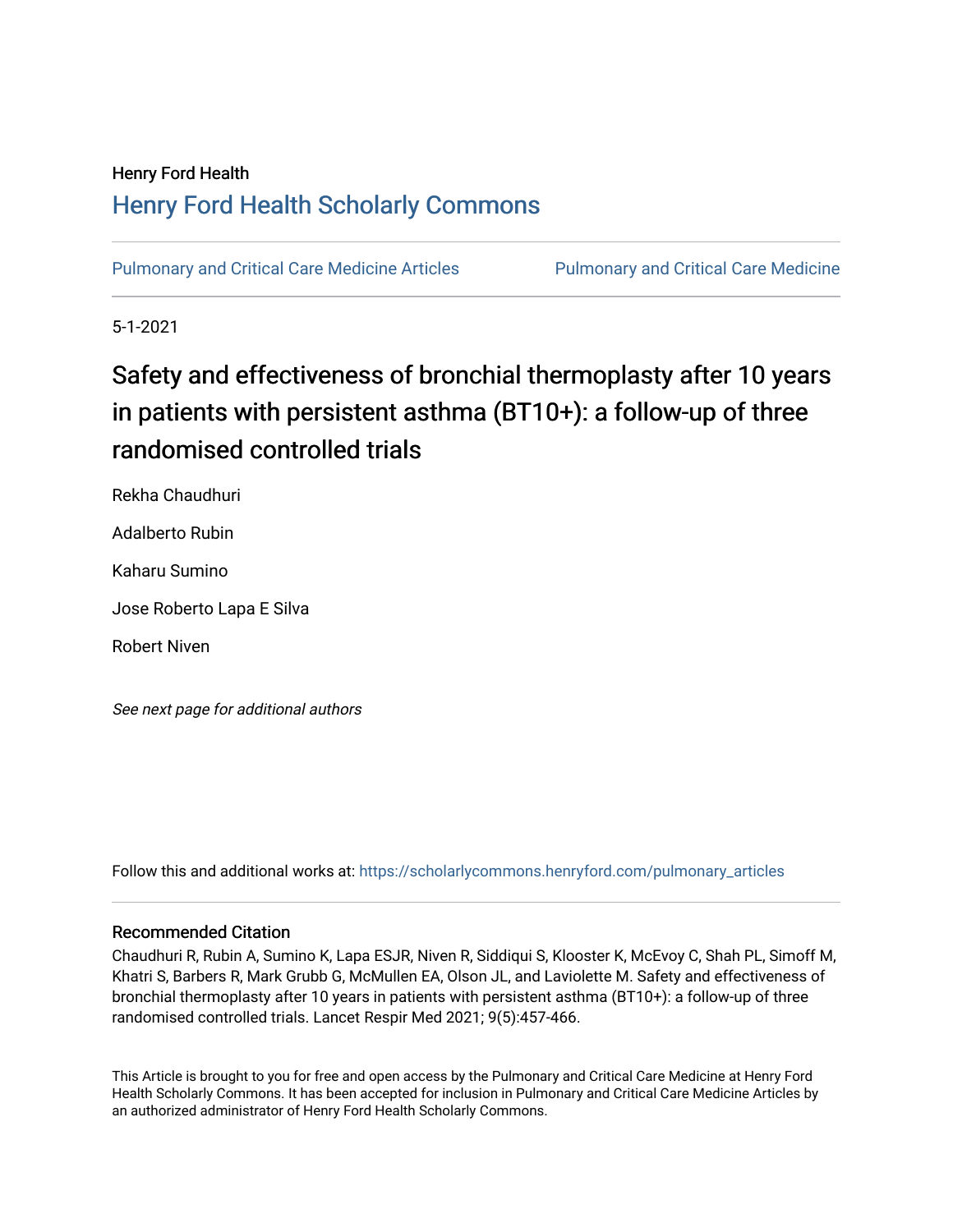Henry Ford Health

# Henry Ford Health Scholarly Commons

Pulmonary and Critical Care Medicine Articles | Pulmonary and Critical Care Medicine

5-1-2021

# Safety and effectiveness of bronchial thermoplasty after 10 years in patients with persistent asthma (BT10+): a follow-up of three randomised controlled trials

Rekha Chaudhuri

Adalberto Rubin

Kaharu Sumino

Jose Roberto Lapa E Silva

Robert Niven

*See next page for additional authors*

Follow this and additional works at: https://scholarlycommons.henryford.com/pulmonary_articles

## Recommended Citation

Chaudhuri R, Rubin A, Sumino K, Lapa ESJR, Niven R, Siddiqui S, Klooster K, McEvoy C, Shah PL, Simoff M, Khatri S, Barbers R, Mark Grubb G, McMullen EA, Olson JL, and Laviolette M. Safety and effectiveness of bronchial thermoplasty after 10 years in patients with persistent asthma (BT10+): a follow-up of three randomised controlled trials. Lancet Respir Med 2021; 9(5):457-466.

This Article is brought to you for free and open access by the Pulmonary and Critical Care Medicine at Henry Ford Health Scholarly Commons. It has been accepted for inclusion in Pulmonary and Critical Care Medicine Articles by an authorized administrator of Henry Ford Health Scholarly Commons.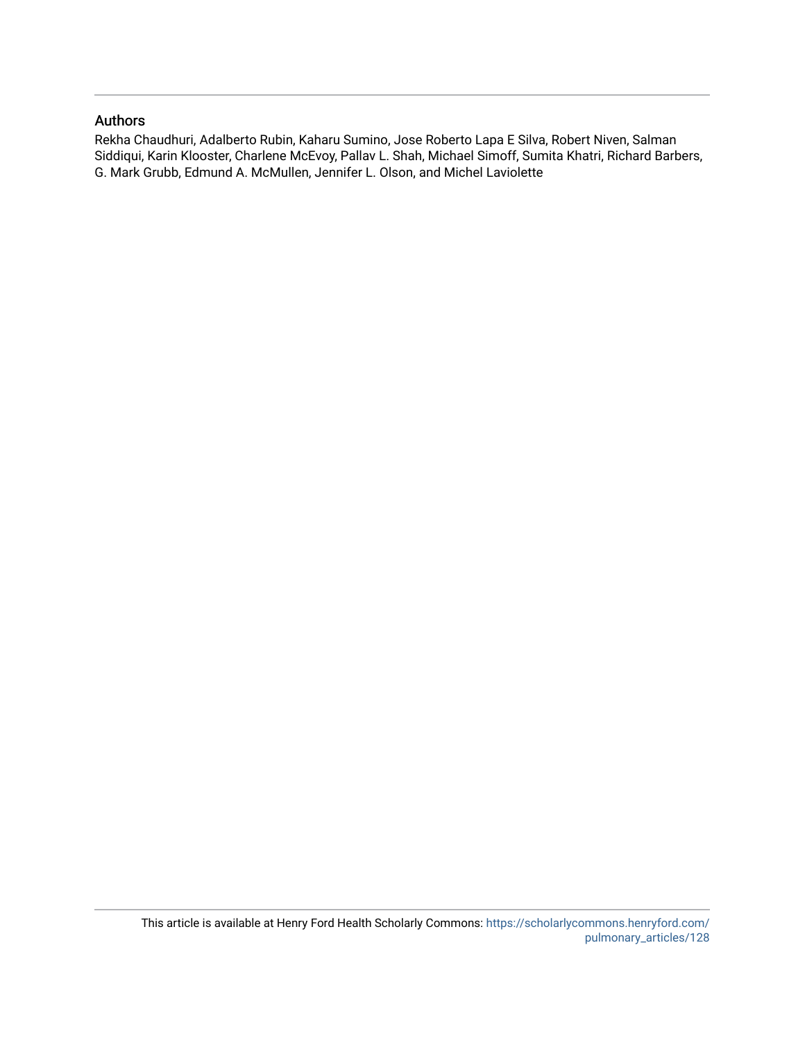## Authors

Rekha Chaudhuri, Adalberto Rubin, Kaharu Sumino, Jose Roberto Lapa E Silva, Robert Niven, Salman Siddiqui, Karin Klooster, Charlene McEvoy, Pallav L. Shah, Michael Simoff, Sumita Khatri, Richard Barbers, G. Mark Grubb, Edmund A. McMullen, Jennifer L. Olson, and Michel Laviolette

This article is available at Henry Ford Health Scholarly Commons: https://scholarlycommons.henryford.com/pulmonary_articles/128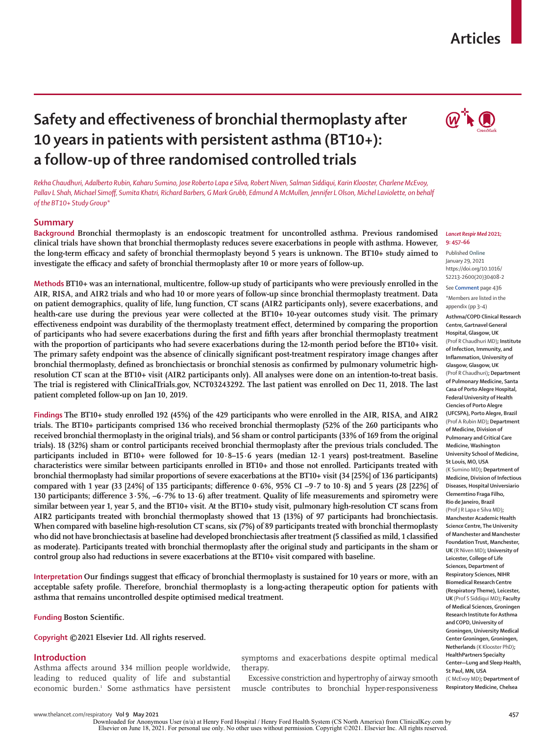# Safety and effectiveness of bronchial thermoplasty after 10 years in patients with persistent asthma (BT10+): a follow-up of three randomised controlled trials

*Rekha Chaudhuri, Adalberto Rubin, Kaharu Sumino, Jose Roberto Lapa e Silva, Robert Niven, Salman Siddiqui, Karin Klooster, Charlene McEvoy, Pallav L Shah, Michael Simoff, Sumita Khatri, Richard Barbers, G Mark Grubb, Edmund A McMullen, Jennifer L Olson, Michel Laviolette, on behalf of the BT10+ Study Group\**

## Summary

**Background** Bronchial thermoplasty is an endoscopic treatment for uncontrolled asthma. Previous randomised clinical trials have shown that bronchial thermoplasty reduces severe exacerbations in people with asthma. However, the long-term efficacy and safety of bronchial thermoplasty beyond 5 years is unknown. The BT10+ study aimed to investigate the efficacy and safety of bronchial thermoplasty after 10 or more years of follow-up.

**Methods** BT10+ was an international, multicentre, follow-up study of participants who were previously enrolled in the AIR, RISA, and AIR2 trials and who had 10 or more years of follow-up since bronchial thermoplasty treatment. Data on patient demographics, quality of life, lung function, CT scans (AIR2 participants only), severe exacerbations, and health-care use during the previous year were collected at the BT10+ 10-year outcomes study visit. The primary effectiveness endpoint was durability of the thermoplasty treatment effect, determined by comparing the proportion of participants who had severe exacerbations during the first and fifth years after bronchial thermoplasty treatment with the proportion of participants who had severe exacerbations during the 12-month period before the BT10+ visit. The primary safety endpoint was the absence of clinically significant post-treatment respiratory image changes after bronchial thermoplasty, defined as bronchiectasis or bronchial stenosis as confirmed by pulmonary volumetric high-resolution CT scan at the BT10+ visit (AIR2 participants only). All analyses were done on an intention-to-treat basis. The trial is registered with ClinicalTrials.gov, NCT03243292. The last patient was enrolled on Dec 11, 2018. The last patient completed follow-up on Jan 10, 2019.

**Findings** The BT10+ study enrolled 192 (45%) of the 429 participants who were enrolled in the AIR, RISA, and AIR2 trials. The BT10+ participants comprised 136 who received bronchial thermoplasty (52% of the 260 participants who received bronchial thermoplasty in the original trials), and 56 sham or control participants (33% of 169 from the original trials). 18 (32%) sham or control participants received bronchial thermoplasty after the previous trials concluded. The participants included in BT10+ were followed for 10·8–15·6 years (median 12·1 years) post-treatment. Baseline characteristics were similar between participants enrolled in BT10+ and those not enrolled. Participants treated with bronchial thermoplasty had similar proportions of severe exacerbations at the BT10+ visit (34 [25%] of 136 participants) compared with 1 year (33 [24%] of 135 participants; difference 0·6%, 95% CI –9·7 to 10·8) and 5 years (28 [22%] of 130 participants; difference 3·5%, –6·7% to 13·6) after treatment. Quality of life measurements and spirometry were similar between year 1, year 5, and the BT10+ visit. At the BT10+ study visit, pulmonary high-resolution CT scans from AIR2 participants treated with bronchial thermoplasty showed that 13 (13%) of 97 participants had bronchiectasis. When compared with baseline high-resolution CT scans, six (7%) of 89 participants treated with bronchial thermoplasty who did not have bronchiectasis at baseline had developed bronchiectasis after treatment (5 classified as mild, 1 classified as moderate). Participants treated with bronchial thermoplasty after the original study and participants in the sham or control group also had reductions in severe exacerbations at the BT10+ visit compared with baseline.

**Interpretation** Our findings suggest that efficacy of bronchial thermoplasty is sustained for 10 years or more, with an acceptable safety profile. Therefore, bronchial thermoplasty is a long-acting therapeutic option for patients with asthma that remains uncontrolled despite optimised medical treatment.

**Funding** Boston Scientific.

**Copyright** ©2021 Elsevier Ltd. All rights reserved.

*Lancet Respir Med* 2021; 9: 457–66

Published Online January 29, 2021 https://doi.org/10.1016/S2213-2600(20)30408-2

See **Comment** page 436

\*Members are listed in the appendix (pp 3–4)

**Asthma/COPD Clinical Research Centre, Gartnavel General Hospital, Glasgow, UK** (Prof R Chaudhuri MD)**; Institute of Infection, Immunity, and Inflammation, University of Glasgow, Glasgow, UK** (Prof R Chaudhuri)**; Department of Pulmonary Medicine, Santa Casa of Porto Alegre Hospital, Federal University of Health Ciencies of Porto Alegre (UFCSPA), Porto Alegre, Brazil** (Prof A Rubin MD)**; Department of Medicine, Division of Pulmonary and Critical Care Medicine, Washington University School of Medicine, St Louis, MO, USA** (K Sumino MD)**; Department of Medicine, Division of Infectious Diseases, Hospital Universiario Clementino Fraga Filho, Rio de Janeiro, Brazil** (Prof J R Lapa e Silva MD)**; Manchester Academic Health Science Centre, The University of Manchester and Manchester Foundation Trust, Manchester, UK** (R Niven MD)**; University of Leicester, College of Life Sciences, Department of Respiratory Sciences, NIHR Biomedical Research Centre (Respiratory Theme), Leicester, UK** (Prof S Siddiqui MD)**; Faculty of Medical Sciences, Groningen Research Institute for Asthma and COPD, University of Groningen, University Medical Center Groningen, Groningen, Netherlands** (K Klooster PhD)**; HealthPartners Specialty Center—Lung and Sleep Health, St Paul, MN, USA** (C McEvoy MD)**; Department of Respiratory Medicine, Chelsea**

## Introduction

Asthma affects around 334 million people worldwide, leading to reduced quality of life and substantial economic burden.[1] Some asthmatics have persistent symptoms and exacerbations despite optimal medical therapy.

Excessive constriction and hypertrophy of airway smooth muscle contributes to bronchial hyper-responsiveness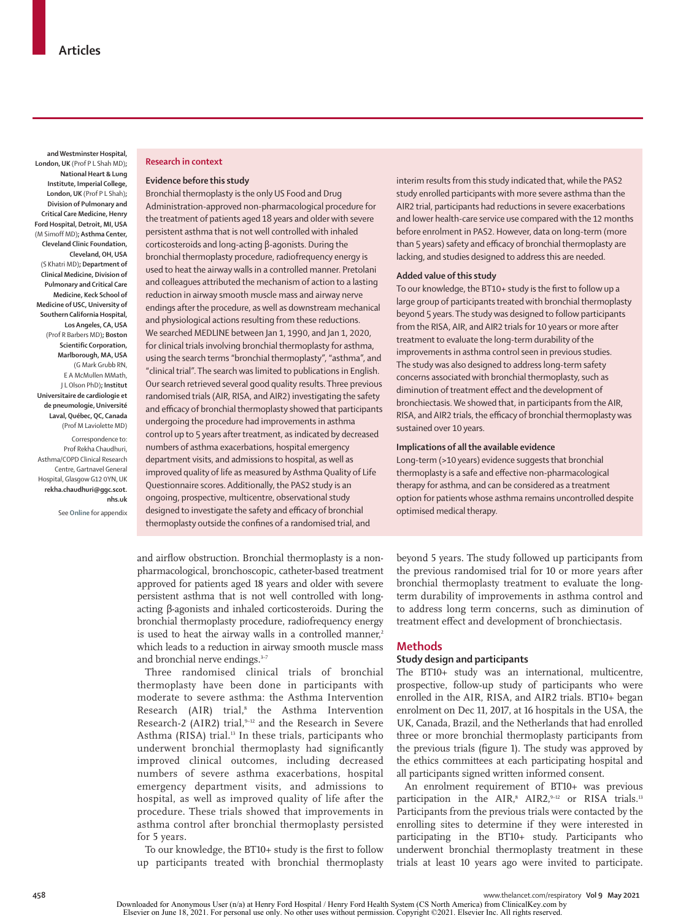and Westminster Hospital, London, UK (Prof P L Shah MD); National Heart & Lung Institute, Imperial College, London, UK (Prof P L Shah); Division of Pulmonary and Critical Care Medicine, Henry Ford Hospital, Detroit, MI, USA (M Simoff MD); Asthma Center, Cleveland Clinic Foundation, Cleveland, OH, USA (S Khatri MD); Department of Clinical Medicine, Division of Pulmonary and Critical Care Medicine, Keck School of Medicine of USC, University of Southern California Hospital, Los Angeles, CA, USA (Prof R Barbers MD); Boston Scientific Corporation, Marlborough, MA, USA (G Mark Grubb RN, E A McMullen MMath, J L Olson PhD); Institut Universitaire de cardiologie et de pneumologie, Université Laval, Québec, QC, Canada (Prof M Laviolette MD)

Correspondence to: Prof Rekha Chaudhuri, Asthma/COPD Clinical Research Centre, Gartnavel General Hospital, Glasgow G12 0YN, UK **rekha.chaudhuri@ggc.scot.nhs.uk**

See **Online** for appendix

**Research in context**

**Evidence before this study**

Bronchial thermoplasty is the only US Food and Drug Administration-approved non-pharmacological procedure for the treatment of patients aged 18 years and older with severe persistent asthma that is not well controlled with inhaled corticosteroids and long-acting β-agonists. During the bronchial thermoplasty procedure, radiofrequency energy is used to heat the airway walls in a controlled manner. Pretolani and colleagues attributed the mechanism of action to a lasting reduction in airway smooth muscle mass and airway nerve endings after the procedure, as well as downstream mechanical and physiological actions resulting from these reductions. We searched MEDLINE between Jan 1, 1990, and Jan 1, 2020, for clinical trials involving bronchial thermoplasty for asthma, using the search terms "bronchial thermoplasty", "asthma", and "clinical trial". The search was limited to publications in English. Our search retrieved several good quality results. Three previous randomised trials (AIR, RISA, and AIR2) investigating the safety and efficacy of bronchial thermoplasty showed that participants undergoing the procedure had improvements in asthma control up to 5 years after treatment, as indicated by decreased numbers of asthma exacerbations, hospital emergency department visits, and admissions to hospital, as well as improved quality of life as measured by Asthma Quality of Life Questionnaire scores. Additionally, the PAS2 study is an ongoing, prospective, multicentre, observational study designed to investigate the safety and efficacy of bronchial thermoplasty outside the confines of a randomised trial, and interim results from this study indicated that, while the PAS2 study enrolled participants with more severe asthma than the AIR2 trial, participants had reductions in severe exacerbations and lower health-care service use compared with the 12 months before enrolment in PAS2. However, data on long-term (more than 5 years) safety and efficacy of bronchial thermoplasty are lacking, and studies designed to address this are needed.

**Added value of this study**

To our knowledge, the BT10+ study is the first to follow up a large group of participants treated with bronchial thermoplasty beyond 5 years. The study was designed to follow participants from the RISA, AIR, and AIR2 trials for 10 years or more after treatment to evaluate the long-term durability of the improvements in asthma control seen in previous studies. The study was also designed to address long-term safety concerns associated with bronchial thermoplasty, such as diminution of treatment effect and the development of bronchiectasis. We showed that, in participants from the AIR, RISA, and AIR2 trials, the efficacy of bronchial thermoplasty was sustained over 10 years.

**Implications of all the available evidence**

Long-term (>10 years) evidence suggests that bronchial thermoplasty is a safe and effective non-pharmacological therapy for asthma, and can be considered as a treatment option for patients whose asthma remains uncontrolled despite optimised medical therapy.

and airflow obstruction. Bronchial thermoplasty is a non-pharmacological, bronchoscopic, catheter-based treatment approved for patients aged 18 years and older with severe persistent asthma that is not well controlled with long-acting β-agonists and inhaled corticosteroids. During the bronchial thermoplasty procedure, radiofrequency energy is used to heat the airway walls in a controlled manner,[2] which leads to a reduction in airway smooth muscle mass and bronchial nerve endings.[3–7]

Three randomised clinical trials of bronchial thermoplasty have been done in participants with moderate to severe asthma: the Asthma Intervention Research (AIR) trial,[8] the Asthma Intervention Research-2 (AIR2) trial,[9–12] and the Research in Severe Asthma (RISA) trial.[13] In these trials, participants who underwent bronchial thermoplasty had significantly improved clinical outcomes, including decreased numbers of severe asthma exacerbations, hospital emergency department visits, and admissions to hospital, as well as improved quality of life after the procedure. These trials showed that improvements in asthma control after bronchial thermoplasty persisted for 5 years.

To our knowledge, the BT10+ study is the first to follow up participants treated with bronchial thermoplasty beyond 5 years. The study followed up participants from the previous randomised trial for 10 or more years after bronchial thermoplasty treatment to evaluate the long-term durability of improvements in asthma control and to address long term concerns, such as diminution of treatment effect and development of bronchiectasis.

## Methods

### Study design and participants

The BT10+ study was an international, multicentre, prospective, follow-up study of participants who were enrolled in the AIR, RISA, and AIR2 trials. BT10+ began enrolment on Dec 11, 2017, at 16 hospitals in the USA, the UK, Canada, Brazil, and the Netherlands that had enrolled three or more bronchial thermoplasty participants from the previous trials (figure 1). The study was approved by the ethics committees at each participating hospital and all participants signed written informed consent.

An enrolment requirement of BT10+ was previous participation in the AIR,[8] AIR2,[9–12] or RISA trials.[13] Participants from the previous trials were contacted by the enrolling sites to determine if they were interested in participating in the BT10+ study. Participants who underwent bronchial thermoplasty treatment in these trials at least 10 years ago were invited to participate.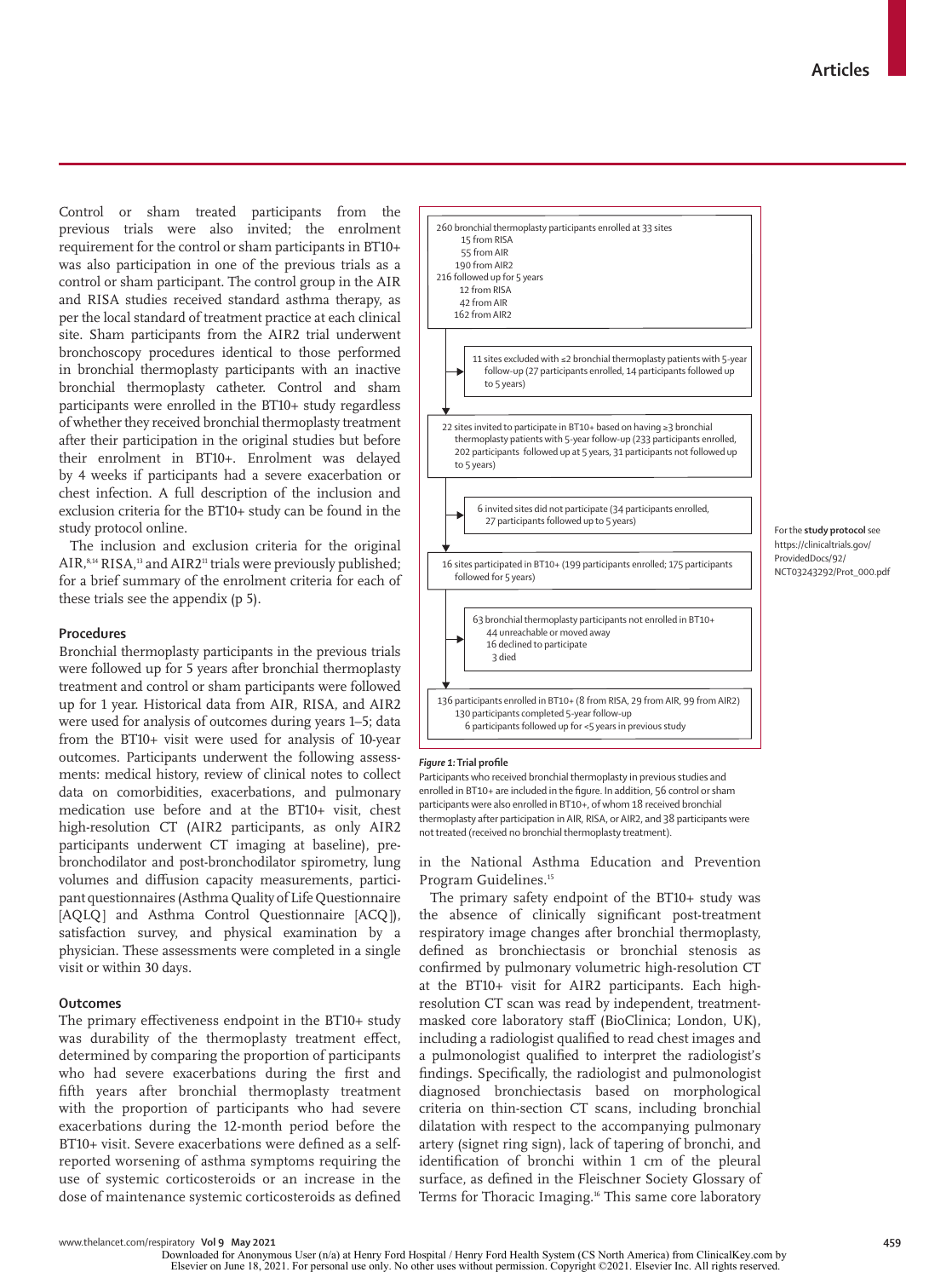Control or sham treated participants from the previous trials were also invited; the enrolment requirement for the control or sham participants in BT10+ was also participation in one of the previous trials as a control or sham participant. The control group in the AIR and RISA studies received standard asthma therapy, as per the local standard of treatment practice at each clinical site. Sham participants from the AIR2 trial underwent bronchoscopy procedures identical to those performed in bronchial thermoplasty participants with an inactive bronchial thermoplasty catheter. Control and sham participants were enrolled in the BT10+ study regardless of whether they received bronchial thermoplasty treatment after their participation in the original studies but before their enrolment in BT10+. Enrolment was delayed by 4 weeks if participants had a severe exacerbation or chest infection. A full description of the inclusion and exclusion criteria for the BT10+ study can be found in the study protocol online.

The inclusion and exclusion criteria for the original AIR,[8,14] RISA,[13] and AIR2[11] trials were previously published; for a brief summary of the enrolment criteria for each of these trials see the appendix (p 5).

For the **study protocol** see https://clinicaltrials.gov/ProvidedDocs/92/NCT03243292/Prot_000.pdf

## Procedures

Bronchial thermoplasty participants in the previous trials were followed up for 5 years after bronchial thermoplasty treatment and control or sham participants were followed up for 1 year. Historical data from AIR, RISA, and AIR2 were used for analysis of outcomes during years 1–5; data from the BT10+ visit were used for analysis of 10-year outcomes. Participants underwent the following assessments: medical history, review of clinical notes to collect data on comorbidities, exacerbations, and pulmonary medication use before and at the BT10+ visit, chest high-resolution CT (AIR2 participants, as only AIR2 participants underwent CT imaging at baseline), pre-bronchodilator and post-bronchodilator spirometry, lung volumes and diffusion capacity measurements, participant questionnaires (Asthma Quality of Life Questionnaire [AQLQ] and Asthma Control Questionnaire [ACQ]), satisfaction survey, and physical examination by a physician. These assessments were completed in a single visit or within 30 days.

## Outcomes

The primary effectiveness endpoint in the BT10+ study was durability of the thermoplasty treatment effect, determined by comparing the proportion of participants who had severe exacerbations during the first and fifth years after bronchial thermoplasty treatment with the proportion of participants who had severe exacerbations during the 12-month period before the BT10+ visit. Severe exacerbations were defined as a self-reported worsening of asthma symptoms requiring the use of systemic corticosteroids or an increase in the dose of maintenance systemic corticosteroids as defined in the National Asthma Education and Prevention Program Guidelines.[15]

260 bronchial thermoplasty participants enrolled at 33 sites
- 15 from RISA
- 55 from AIR
- 190 from AIR2

216 followed up for 5 years
- 12 from RISA
- 42 from AIR
- 162 from AIR2

→ 11 sites excluded with ≤2 bronchial thermoplasty patients with 5-year follow-up (27 participants enrolled, 14 participants followed up to 5 years)

22 sites invited to participate in BT10+ based on having ≥3 bronchial thermoplasty patients with 5-year follow-up (233 participants enrolled, 202 participants followed up at 5 years, 31 participants not followed up to 5 years)

→ 6 invited sites did not participate (34 participants enrolled, 27 participants followed up to 5 years)

16 sites participated in BT10+ (199 participants enrolled; 175 participants followed for 5 years)

→ 63 bronchial thermoplasty participants not enrolled in BT10+
- 44 unreachable or moved away
- 16 declined to participate
- 3 died

136 participants enrolled in BT10+ (8 from RISA, 29 from AIR, 99 from AIR2)
- 130 participants completed 5-year follow-up
- 6 participants followed up for <5 years in previous study

***Figure 1:*** **Trial profile**

Participants who received bronchial thermoplasty in previous studies and enrolled in BT10+ are included in the figure. In addition, 56 control or sham participants were also enrolled in BT10+, of whom 18 received bronchial thermoplasty after participation in AIR, RISA, or AIR2, and 38 participants were not treated (received no bronchial thermoplasty treatment).

The primary safety endpoint of the BT10+ study was the absence of clinically significant post-treatment respiratory image changes after bronchial thermoplasty, defined as bronchiectasis or bronchial stenosis as confirmed by pulmonary volumetric high-resolution CT at the BT10+ visit for AIR2 participants. Each high-resolution CT scan was read by independent, treatment-masked core laboratory staff (BioClinica; London, UK), including a radiologist qualified to read chest images and a pulmonologist qualified to interpret the radiologist's findings. Specifically, the radiologist and pulmonologist diagnosed bronchiectasis based on morphological criteria on thin-section CT scans, including bronchial dilatation with respect to the accompanying pulmonary artery (signet ring sign), lack of tapering of bronchi, and identification of bronchi within 1 cm of the pleural surface, as defined in the Fleischner Society Glossary of Terms for Thoracic Imaging.[16] This same core laboratory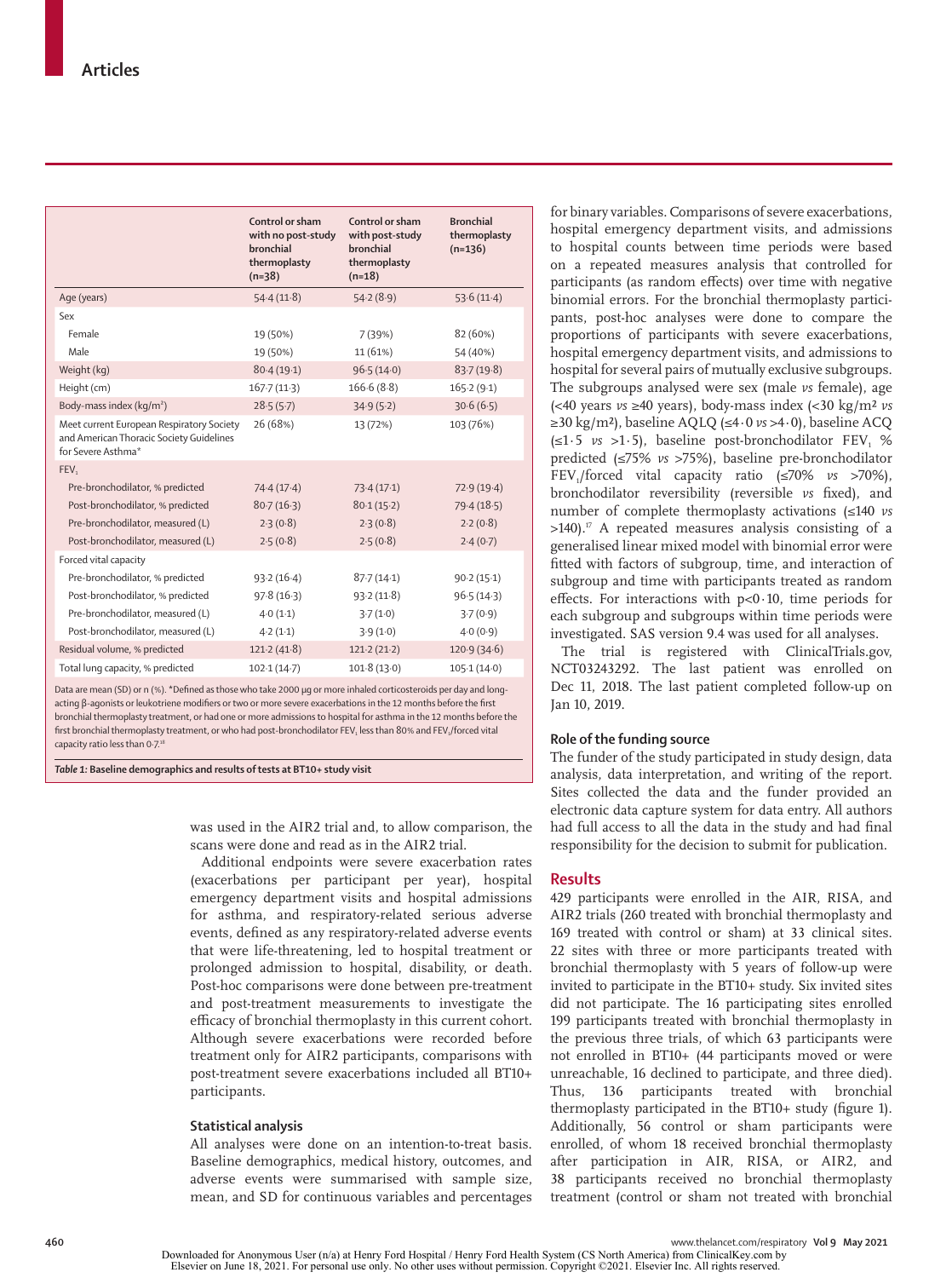| | Control or sham with no post-study bronchial thermoplasty (n=38) | Control or sham with post-study bronchial thermoplasty (n=18) | Bronchial thermoplasty (n=136) |
|---|---|---|---|
| Age (years) | 54·4 (11·8) | 54·2 (8·9) | 53·6 (11·4) |
| Sex | | | |
| Female | 19 (50%) | 7 (39%) | 82 (60%) |
| Male | 19 (50%) | 11 (61%) | 54 (40%) |
| Weight (kg) | 80·4 (19·1) | 96·5 (14·0) | 83·7 (19·8) |
| Height (cm) | 167·7 (11·3) | 166·6 (8·8) | 165·2 (9·1) |
| Body-mass index (kg/m²) | 28·5 (5·7) | 34·9 (5·2) | 30·6 (6·5) |
| Meet current European Respiratory Society and American Thoracic Society Guidelines for Severe Asthma* | 26 (68%) | 13 (72%) | 103 (76%) |
| $FEV_1$ | | | |
| Pre-bronchodilator, % predicted | 74·4 (17·4) | 73·4 (17·1) | 72·9 (19·4) |
| Post-bronchodilator, % predicted | 80·7 (16·3) | 80·1 (15·2) | 79·4 (18·5) |
| Pre-bronchodilator, measured (L) | 2·3 (0·8) | 2·3 (0·8) | 2·2 (0·8) |
| Post-bronchodilator, measured (L) | 2·5 (0·8) | 2·5 (0·8) | 2·4 (0·7) |
| Forced vital capacity | | | |
| Pre-bronchodilator, % predicted | 93·2 (16·4) | 87·7 (14·1) | 90·2 (15·1) |
| Post-bronchodilator, % predicted | 97·8 (16·3) | 93·2 (11·8) | 96·5 (14·3) |
| Pre-bronchodilator, measured (L) | 4·0 (1·1) | 3·7 (1·0) | 3·7 (0·9) |
| Post-bronchodilator, measured (L) | 4·2 (1·1) | 3·9 (1·0) | 4·0 (0·9) |
| Residual volume, % predicted | 121·2 (41·8) | 121·2 (21·2) | 120·9 (34·6) |
| Total lung capacity, % predicted | 102·1 (14·7) | 101·8 (13·0) | 105·1 (14·0) |

Data are mean (SD) or n (%). *Defined as those who take 2000 µg or more inhaled corticosteroids per day and long-acting β-agonists or leukotriene modifiers or two or more severe exacerbations in the 12 months before the first bronchial thermoplasty treatment, or had one or more admissions to hospital for asthma in the 12 months before the first bronchial thermoplasty treatment, or who had post-bronchodilator $FEV_1$ less than 80% and $FEV_1$/forced vital capacity ratio less than 0·7.[18]

*Table 1:* **Baseline demographics and results of tests at BT10+ study visit**

was used in the AIR2 trial and, to allow comparison, the scans were done and read as in the AIR2 trial.

Additional endpoints were severe exacerbation rates (exacerbations per participant per year), hospital emergency department visits and hospital admissions for asthma, and respiratory-related serious adverse events, defined as any respiratory-related adverse events that were life-threatening, led to hospital treatment or prolonged admission to hospital, disability, or death. Post-hoc comparisons were done between pre-treatment and post-treatment measurements to investigate the efficacy of bronchial thermoplasty in this current cohort. Although severe exacerbations were recorded before treatment only for AIR2 participants, comparisons with post-treatment severe exacerbations included all BT10+ participants.

### Statistical analysis

All analyses were done on an intention-to-treat basis. Baseline demographics, medical history, outcomes, and adverse events were summarised with sample size, mean, and SD for continuous variables and percentages for binary variables. Comparisons of severe exacerbations, hospital emergency department visits, and admissions to hospital counts between time periods were based on a repeated measures analysis that controlled for participants (as random effects) over time with negative binomial errors. For the bronchial thermoplasty participants, post-hoc analyses were done to compare the proportions of participants with severe exacerbations, hospital emergency department visits, and admissions to hospital for several pairs of mutually exclusive subgroups. The subgroups analysed were sex (male *vs* female), age (<40 years *vs* ≥40 years), body-mass index (<30 kg/m² *vs* ≥30 kg/m²), baseline AQLQ (≤4·0 *vs* >4·0), baseline ACQ (≤1·5 *vs* >1·5), baseline post-bronchodilator $FEV_1$ % predicted (≤75% *vs* >75%), baseline pre-bronchodilator $FEV_1$/forced vital capacity ratio (≤70% *vs* >70%), bronchodilator reversibility (reversible *vs* fixed), and number of complete thermoplasty activations (≤140 *vs* >140).[17] A repeated measures analysis consisting of a generalised linear mixed model with binomial error were fitted with factors of subgroup, time, and interaction of subgroup and time with participants treated as random effects. For interactions with p<0·10, time periods for each subgroup and subgroups within time periods were investigated. SAS version 9.4 was used for all analyses.

The trial is registered with ClinicalTrials.gov, NCT03243292. The last patient was enrolled on Dec 11, 2018. The last patient completed follow-up on Jan 10, 2019.

### Role of the funding source

The funder of the study participated in study design, data analysis, data interpretation, and writing of the report. Sites collected the data and the funder provided an electronic data capture system for data entry. All authors had full access to all the data in the study and had final responsibility for the decision to submit for publication.

## Results

429 participants were enrolled in the AIR, RISA, and AIR2 trials (260 treated with bronchial thermoplasty and 169 treated with control or sham) at 33 clinical sites. 22 sites with three or more participants treated with bronchial thermoplasty with 5 years of follow-up were invited to participate in the BT10+ study. Six invited sites did not participate. The 16 participating sites enrolled 199 participants treated with bronchial thermoplasty in the previous three trials, of which 63 participants were not enrolled in BT10+ (44 participants moved or were unreachable, 16 declined to participate, and three died). Thus, 136 participants treated with bronchial thermoplasty participated in the BT10+ study (figure 1). Additionally, 56 control or sham participants were enrolled, of whom 18 received bronchial thermoplasty after participation in AIR, RISA, or AIR2, and 38 participants received no bronchial thermoplasty treatment (control or sham not treated with bronchial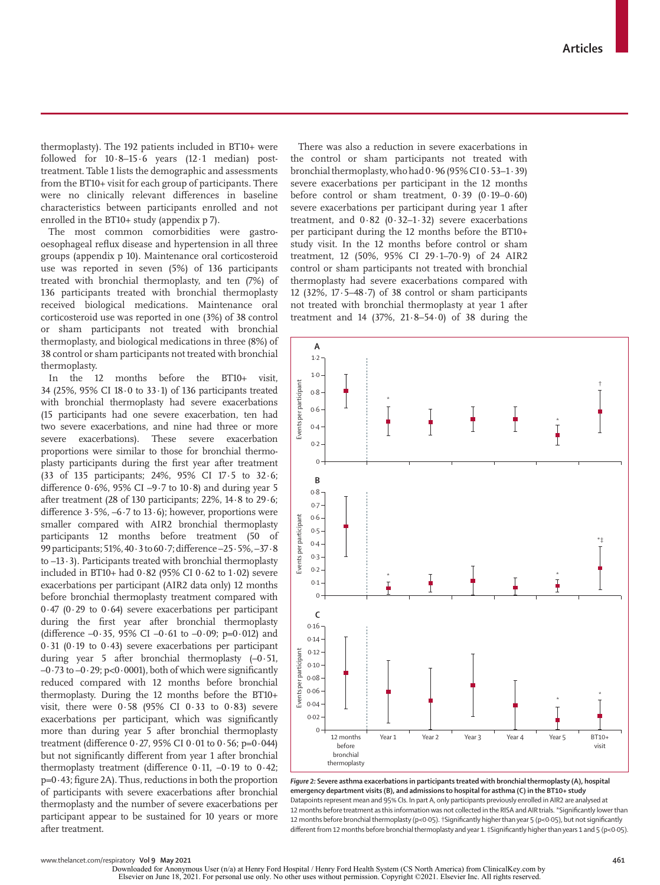thermoplasty). The 192 patients included in BT10+ were followed for 10·8–15·6 years (12·1 median) post-treatment. Table 1 lists the demographic and assessments from the BT10+ visit for each group of participants. There were no clinically relevant differences in baseline characteristics between participants enrolled and not enrolled in the BT10+ study (appendix p 7).

The most common comorbidities were gastro-oesophageal reflux disease and hypertension in all three groups (appendix p 10). Maintenance oral corticosteroid use was reported in seven (5%) of 136 participants treated with bronchial thermoplasty, and ten (7%) of 136 participants treated with bronchial thermoplasty received biological medications. Maintenance oral corticosteroid use was reported in one (3%) of 38 control or sham participants not treated with bronchial thermoplasty, and biological medications in three (8%) of 38 control or sham participants not treated with bronchial thermoplasty.

In the 12 months before the BT10+ visit, 34 (25%, 95% CI 18·0 to 33·1) of 136 participants treated with bronchial thermoplasty had severe exacerbations (15 participants had one severe exacerbation, ten had two severe exacerbations, and nine had three or more severe exacerbations). These severe exacerbation proportions were similar to those for bronchial thermoplasty participants during the first year after treatment (33 of 135 participants; 24%, 95% CI 17·5 to 32·6; difference 0·6%, 95% CI –9·7 to 10·8) and during year 5 after treatment (28 of 130 participants; 22%, 14·8 to 29·6; difference 3·5%, –6·7 to 13·6); however, proportions were smaller compared with AIR2 bronchial thermoplasty participants 12 months before treatment (50 of 99 participants; 51%, 40·3 to 60·7; difference –25·5%, –37·8 to –13·3). Participants treated with bronchial thermoplasty included in BT10+ had 0·82 (95% CI 0·62 to 1·02) severe exacerbations per participant (AIR2 data only) 12 months before bronchial thermoplasty treatment compared with 0·47 (0·29 to 0·64) severe exacerbations per participant during the first year after bronchial thermoplasty (difference –0·35, 95% CI –0·61 to –0·09; p=0·012) and 0·31 (0·19 to 0·43) severe exacerbations per participant during year 5 after bronchial thermoplasty (–0·51, –0·73 to –0·29; p<0·0001), both of which were significantly reduced compared with 12 months before bronchial thermoplasty. During the 12 months before the BT10+ visit, there were 0·58 (95% CI 0·33 to 0·83) severe exacerbations per participant, which was significantly more than during year 5 after bronchial thermoplasty treatment (difference 0·27, 95% CI 0·01 to 0·56; p=0·044) but not significantly different from year 1 after bronchial thermoplasty treatment (difference 0·11, –0·19 to 0·42; p=0·43; figure 2A). Thus, reductions in both the proportion of participants with severe exacerbations after bronchial thermoplasty and the number of severe exacerbations per participant appear to be sustained for 10 years or more after treatment.

There was also a reduction in severe exacerbations in the control or sham participants not treated with bronchial thermoplasty, who had 0·96 (95% CI 0·53–1·39) severe exacerbations per participant in the 12 months before control or sham treatment, 0·39 (0·19–0·60) severe exacerbations per participant during year 1 after treatment, and 0·82 (0·32–1·32) severe exacerbations per participant during the 12 months before the BT10+ study visit. In the 12 months before control or sham treatment, 12 (50%, 95% CI 29·1–70·9) of 24 AIR2 control or sham participants not treated with bronchial thermoplasty had severe exacerbations compared with 12 (32%, 17·5–48·7) of 38 control or sham participants not treated with bronchial thermoplasty at year 1 after treatment and 14 (37%, 21·8–54·0) of 38 during the

*Figure 2:* **Severe asthma exacerbations in participants treated with bronchial thermoplasty (A), hospital emergency department visits (B), and admissions to hospital for asthma (C) in the BT10+ study**
Datapoints represent mean and 95% CIs. In part A, only participants previously enrolled in AIR2 are analysed at 12 months before treatment as this information was not collected in the RISA and AIR trials. *Significantly lower than 12 months before bronchial thermoplasty (p<0·05). †Significantly higher than year 5 (p<0·05), but not significantly different from 12 months before bronchial thermoplasty and year 1. ‡Significantly higher than years 1 and 5 (p<0·05).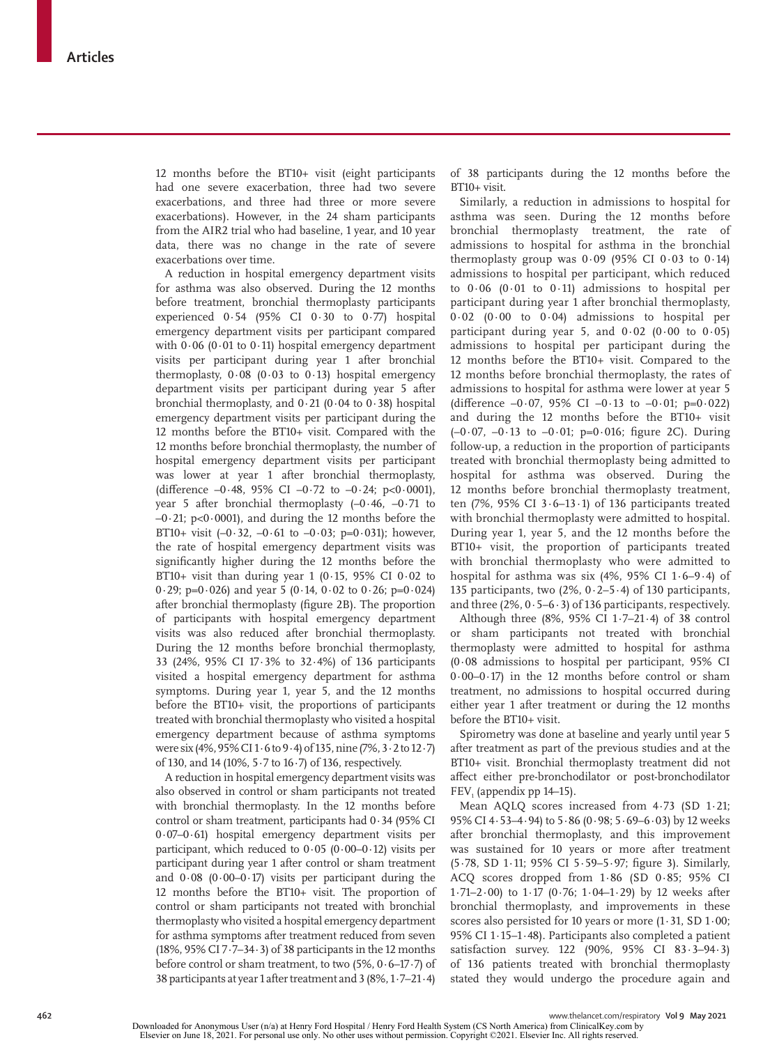12 months before the BT10+ visit (eight participants had one severe exacerbation, three had two severe exacerbations, and three had three or more severe exacerbations). However, in the 24 sham participants from the AIR2 trial who had baseline, 1 year, and 10 year data, there was no change in the rate of severe exacerbations over time.

A reduction in hospital emergency department visits for asthma was also observed. During the 12 months before treatment, bronchial thermoplasty participants experienced 0·54 (95% CI 0·30 to 0·77) hospital emergency department visits per participant compared with 0·06 (0·01 to 0·11) hospital emergency department visits per participant during year 1 after bronchial thermoplasty, 0·08 (0·03 to 0·13) hospital emergency department visits per participant during year 5 after bronchial thermoplasty, and 0·21 (0·04 to 0·38) hospital emergency department visits per participant during the 12 months before the BT10+ visit. Compared with the 12 months before bronchial thermoplasty, the number of hospital emergency department visits per participant was lower at year 1 after bronchial thermoplasty, (difference –0·48, 95% CI –0·72 to –0·24; p<0·0001), year 5 after bronchial thermoplasty (–0·46, –0·71 to –0·21; p<0·0001), and during the 12 months before the BT10+ visit (–0·32, –0·61 to –0·03; p=0·031); however, the rate of hospital emergency department visits was significantly higher during the 12 months before the BT10+ visit than during year 1 (0·15, 95% CI 0·02 to 0·29; p=0·026) and year 5 (0·14, 0·02 to 0·26; p=0·024) after bronchial thermoplasty (figure 2B). The proportion of participants with hospital emergency department visits was also reduced after bronchial thermoplasty. During the 12 months before bronchial thermoplasty, 33 (24%, 95% CI 17·3% to 32·4%) of 136 participants visited a hospital emergency department for asthma symptoms. During year 1, year 5, and the 12 months before the BT10+ visit, the proportions of participants treated with bronchial thermoplasty who visited a hospital emergency department because of asthma symptoms were six (4%, 95% CI 1·6 to 9·4) of 135, nine (7%, 3·2 to 12·7) of 130, and 14 (10%, 5·7 to 16·7) of 136, respectively.

A reduction in hospital emergency department visits was also observed in control or sham participants not treated with bronchial thermoplasty. In the 12 months before control or sham treatment, participants had 0·34 (95% CI 0·07–0·61) hospital emergency department visits per participant, which reduced to 0·05 (0·00–0·12) visits per participant during year 1 after control or sham treatment and 0·08 (0·00–0·17) visits per participant during the 12 months before the BT10+ visit. The proportion of control or sham participants not treated with bronchial thermoplasty who visited a hospital emergency department for asthma symptoms after treatment reduced from seven (18%, 95% CI 7·7–34·3) of 38 participants in the 12 months before control or sham treatment, to two (5%, 0·6–17·7) of 38 participants at year 1 after treatment and 3 (8%, 1·7–21·4) of 38 participants during the 12 months before the BT10+ visit.

Similarly, a reduction in admissions to hospital for asthma was seen. During the 12 months before bronchial thermoplasty treatment, the rate of admissions to hospital for asthma in the bronchial thermoplasty group was 0·09 (95% CI 0·03 to 0·14) admissions to hospital per participant, which reduced to 0·06 (0·01 to 0·11) admissions to hospital per participant during year 1 after bronchial thermoplasty, 0·02 (0·00 to 0·04) admissions to hospital per participant during year 5, and 0·02 (0·00 to 0·05) admissions to hospital per participant during the 12 months before the BT10+ visit. Compared to the 12 months before bronchial thermoplasty, the rates of admissions to hospital for asthma were lower at year 5 (difference –0·07, 95% CI –0·13 to –0·01; p=0·022) and during the 12 months before the BT10+ visit (–0·07, –0·13 to –0·01; p=0·016; figure 2C). During follow-up, a reduction in the proportion of participants treated with bronchial thermoplasty being admitted to hospital for asthma was observed. During the 12 months before bronchial thermoplasty treatment, ten (7%, 95% CI 3·6–13·1) of 136 participants treated with bronchial thermoplasty were admitted to hospital. During year 1, year 5, and the 12 months before the BT10+ visit, the proportion of participants treated with bronchial thermoplasty who were admitted to hospital for asthma was six (4%, 95% CI 1·6–9·4) of 135 participants, two (2%, 0·2–5·4) of 130 participants, and three (2%, 0·5–6·3) of 136 participants, respectively.

Although three (8%, 95% CI 1·7–21·4) of 38 control or sham participants not treated with bronchial thermoplasty were admitted to hospital for asthma (0·08 admissions to hospital per participant, 95% CI 0·00–0·17) in the 12 months before control or sham treatment, no admissions to hospital occurred during either year 1 after treatment or during the 12 months before the BT10+ visit.

Spirometry was done at baseline and yearly until year 5 after treatment as part of the previous studies and at the BT10+ visit. Bronchial thermoplasty treatment did not affect either pre-bronchodilator or post-bronchodilator $FEV_1$ (appendix pp 14–15).

Mean AQLQ scores increased from 4·73 (SD 1·21; 95% CI 4·53–4·94) to 5·86 (0·98; 5·69–6·03) by 12 weeks after bronchial thermoplasty, and this improvement was sustained for 10 years or more after treatment (5·78, SD 1·11; 95% CI 5·59–5·97; figure 3). Similarly, ACQ scores dropped from 1·86 (SD 0·85; 95% CI 1·71–2·00) to 1·17 (0·76; 1·04–1·29) by 12 weeks after bronchial thermoplasty, and improvements in these scores also persisted for 10 years or more (1·31, SD 1·00; 95% CI 1·15–1·48). Participants also completed a patient satisfaction survey. 122 (90%, 95% CI 83·3–94·3) of 136 patients treated with bronchial thermoplasty stated they would undergo the procedure again and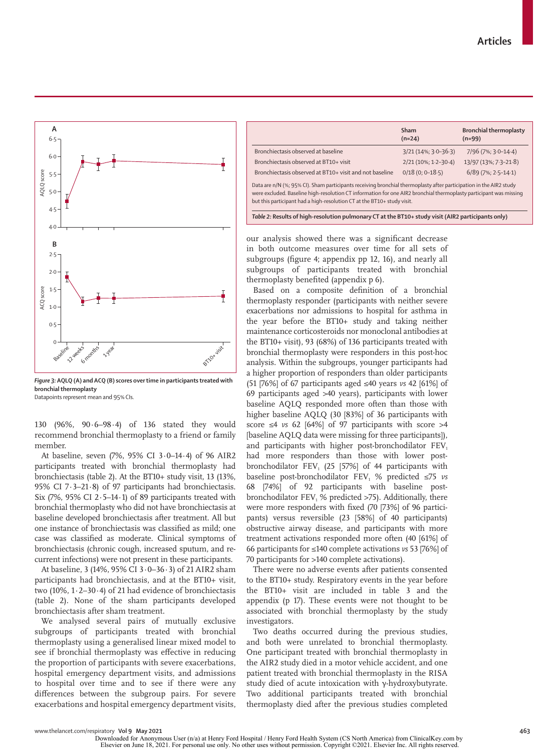*Figure 3:* **AQLQ (A) and ACQ (B) scores over time in participants treated with bronchial thermoplasty**
Datapoints represent mean and 95% CIs.

130 (96%, 90·6–98·4) of 136 stated they would recommend bronchial thermoplasty to a friend or family member.

At baseline, seven (7%, 95% CI 3·0–14·4) of 96 AIR2 participants treated with bronchial thermoplasty had bronchiectasis (table 2). At the BT10+ study visit, 13 (13%, 95% CI 7·3–21·8) of 97 participants had bronchiectasis. Six (7%, 95% CI 2·5–14·1) of 89 participants treated with bronchial thermoplasty who did not have bronchiectasis at baseline developed bronchiectasis after treatment. All but one instance of bronchiectasis was classified as mild; one case was classified as moderate. Clinical symptoms of bronchiectasis (chronic cough, increased sputum, and recurrent infections) were not present in these participants.

At baseline, 3 (14%, 95% CI 3·0–36·3) of 21 AIR2 sham participants had bronchiectasis, and at the BT10+ visit, two (10%, 1·2–30·4) of 21 had evidence of bronchiectasis (table 2). None of the sham participants developed bronchiectasis after sham treatment.

We analysed several pairs of mutually exclusive subgroups of participants treated with bronchial thermoplasty using a generalised linear mixed model to see if bronchial thermoplasty was effective in reducing the proportion of participants with severe exacerbations, hospital emergency department visits, and admissions to hospital over time and to see if there were any differences between the subgroup pairs. For severe exacerbations and hospital emergency department visits, our analysis showed there was a significant decrease in both outcome measures over time for all sets of subgroups (figure 4; appendix pp 12, 16), and nearly all subgroups of participants treated with bronchial thermoplasty benefited (appendix p 6).

Based on a composite definition of a bronchial thermoplasty responder (participants with neither severe exacerbations nor admissions to hospital for asthma in the year before the BT10+ study and taking neither maintenance corticosteroids nor monoclonal antibodies at the BT10+ visit), 93 (68%) of 136 participants treated with bronchial thermoplasty were responders in this post-hoc analysis. Within the subgroups, younger participants had a higher proportion of responders than older participants (51 [76%] of 67 participants aged ≤40 years *vs* 42 [61%] of 69 participants aged >40 years), participants with lower baseline AQLQ responded more often than those with higher baseline AQLQ (30 [83%] of 36 participants with score ≤4 *vs* 62 [64%] of 97 participants with score >4 [baseline AQLQ data were missing for three participants]), and participants with higher post-bronchodilator $FEV_1$ had more responders than those with lower post-bronchodilator $FEV_1$ (25 [57%] of 44 participants with baseline post-bronchodilator $FEV_1$ % predicted ≤75 *vs* 68 [74%] of 92 participants with baseline post-bronchodilator $FEV_1$ % predicted >75). Additionally, there were more responders with fixed (70 [73%] of 96 participants) versus reversible (23 [58%] of 40 participants) obstructive airway disease, and participants with more treatment activations responded more often (40 [61%] of 66 participants for ≤140 complete activations *vs* 53 [76%] of 70 participants for >140 complete activations).

There were no adverse events after patients consented to the BT10+ study. Respiratory events in the year before the BT10+ visit are included in table 3 and the appendix (p 17). These events were not thought to be associated with bronchial thermoplasty by the study investigators.

Two deaths occurred during the previous studies, and both were unrelated to bronchial thermoplasty. One participant treated with bronchial thermoplasty in the AIR2 study died in a motor vehicle accident, and one patient treated with bronchial thermoplasty in the RISA study died of acute intoxication with γ-hydroxybutyrate. Two additional participants treated with bronchial thermoplasty died after the previous studies completed

| | Sham (n=24) | Bronchial thermoplasty (n=99) |
|---|---|---|
| Bronchiectasis observed at baseline | 3/21 (14%; 3·0–36·3) | 7/96 (7%; 3·0–14·4) |
| Bronchiectasis observed at BT10+ visit | 2/21 (10%; 1·2–30·4) | 13/97 (13%; 7·3–21·8) |
| Bronchiectasis observed at BT10+ visit and not baseline | 0/18 (0; 0–18·5) | 6/89 (7%; 2·5–14·1) |

Data are n/N (%; 95% CI). Sham participants receiving bronchial thermoplasty after participation in the AIR2 study were excluded. Baseline high-resolution CT information for one AIR2 bronchial thermoplasty participant was missing but this participant had a high-resolution CT at the BT10+ study visit.

*Table 2:* **Results of high-resolution pulmonary CT at the BT10+ study visit (AIR2 participants only)**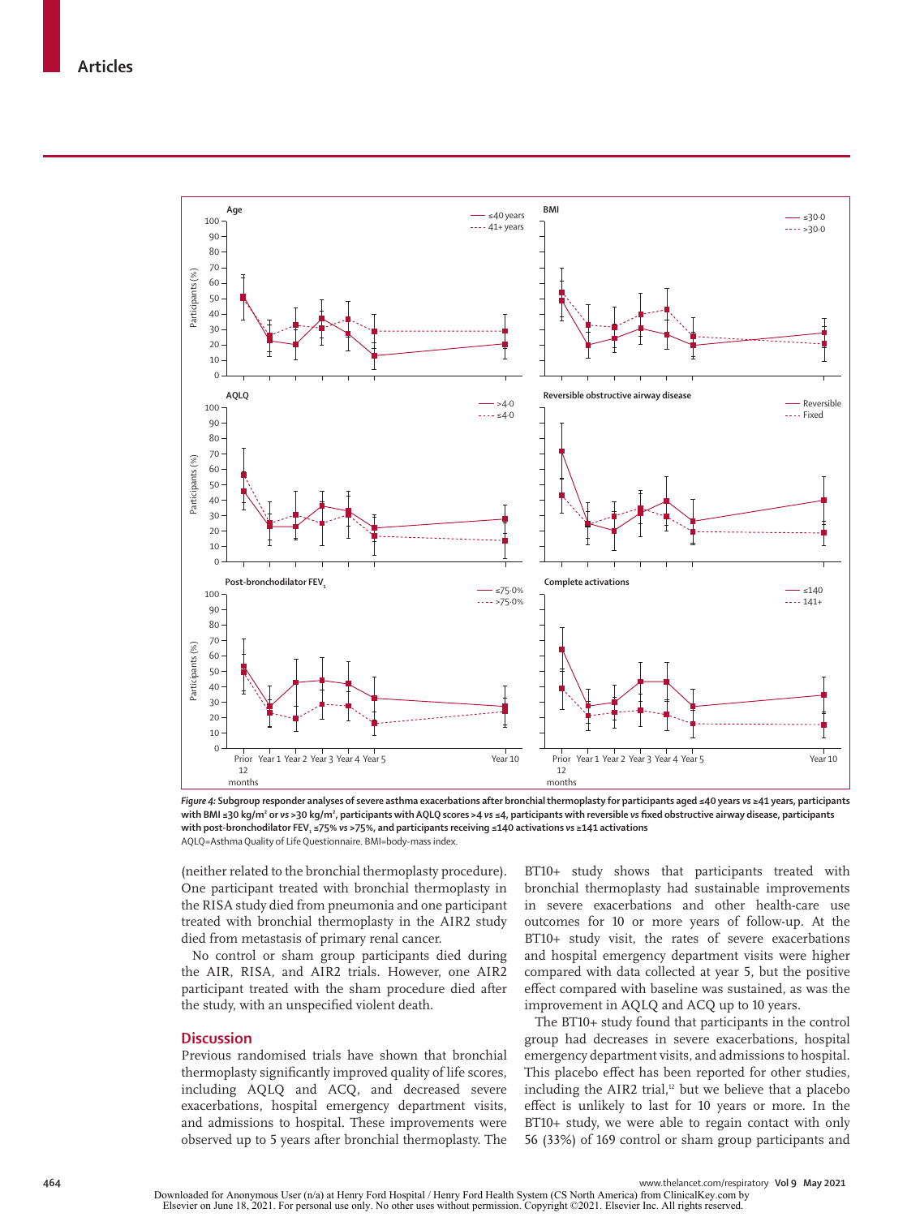Figure 4: Subgroup responder analyses of severe asthma exacerbations after bronchial thermoplasty for participants aged ≤40 years *vs* ≥41 years, participants with BMI ≤30 kg/m² or *vs* >30 kg/m², participants with AQLQ scores >4 *vs* ≤4, participants with reversible *vs* fixed obstructive airway disease, participants with post-bronchodilator $FEV_1$ ≤75% *vs* >75%, and participants receiving ≤140 activations *vs* ≥141 activations

AQLQ=Asthma Quality of Life Questionnaire. BMI=body-mass index.

(neither related to the bronchial thermoplasty procedure). One participant treated with bronchial thermoplasty in the RISA study died from pneumonia and one participant treated with bronchial thermoplasty in the AIR2 study died from metastasis of primary renal cancer.

No control or sham group participants died during the AIR, RISA, and AIR2 trials. However, one AIR2 participant treated with the sham procedure died after the study, with an unspecified violent death.

## Discussion

Previous randomised trials have shown that bronchial thermoplasty significantly improved quality of life scores, including AQLQ and ACQ, and decreased severe exacerbations, hospital emergency department visits, and admissions to hospital. These improvements were observed up to 5 years after bronchial thermoplasty. The BT10+ study shows that participants treated with bronchial thermoplasty had sustainable improvements in severe exacerbations and other health-care use outcomes for 10 or more years of follow-up. At the BT10+ study visit, the rates of severe exacerbations and hospital emergency department visits were higher compared with data collected at year 5, but the positive effect compared with baseline was sustained, as was the improvement in AQLQ and ACQ up to 10 years.

The BT10+ study found that participants in the control group had decreases in severe exacerbations, hospital emergency department visits, and admissions to hospital. This placebo effect has been reported for other studies, including the AIR2 trial,[12] but we believe that a placebo effect is unlikely to last for 10 years or more. In the BT10+ study, we were able to regain contact with only 56 (33%) of 169 control or sham group participants and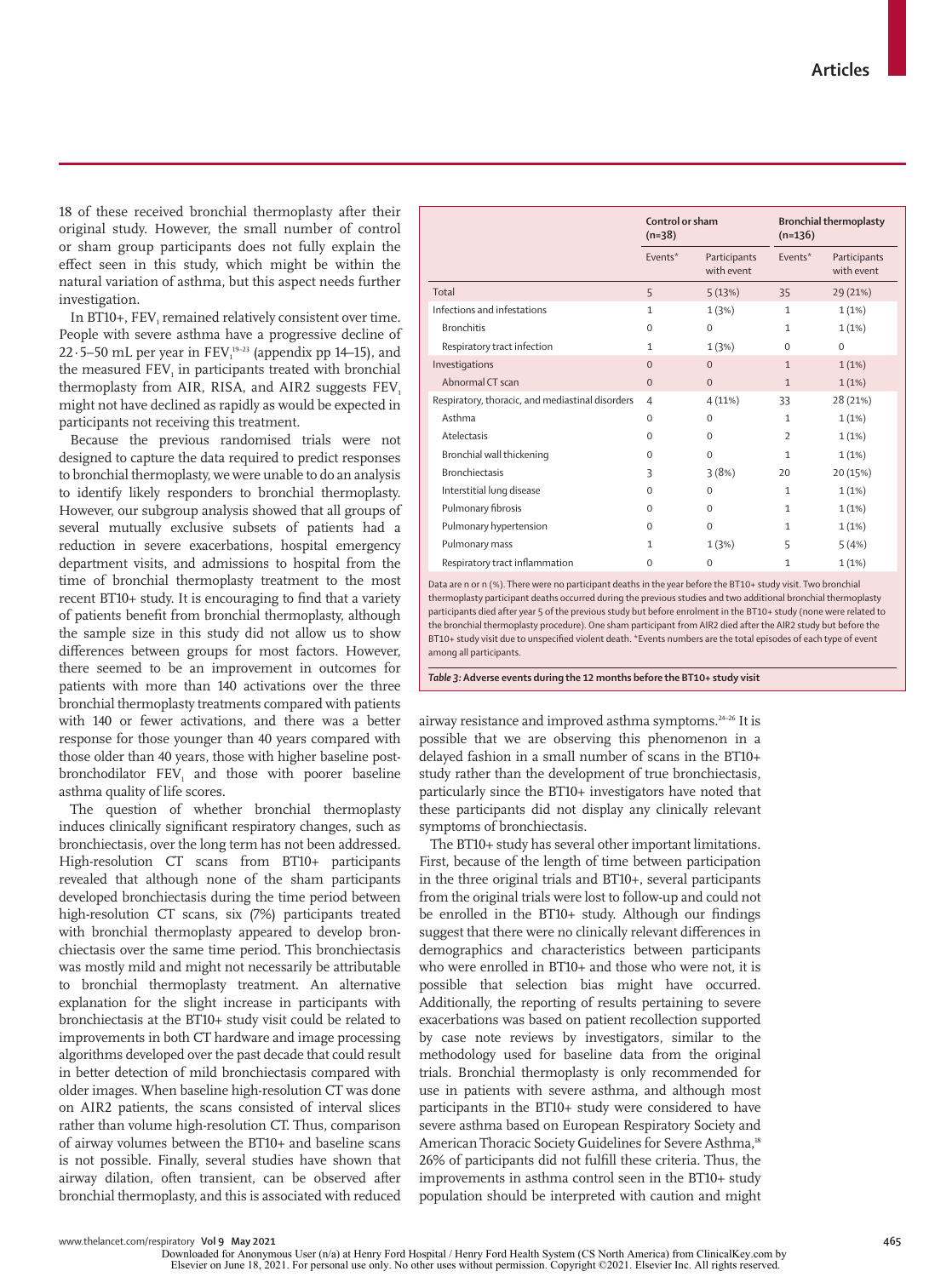18 of these received bronchial thermoplasty after their original study. However, the small number of control or sham group participants does not fully explain the effect seen in this study, which might be within the natural variation of asthma, but this aspect needs further investigation.

In BT10+, $FEV_1$ remained relatively consistent over time. People with severe asthma have a progressive decline of 22·5–50 mL per year in $FEV_1$[19–23] (appendix pp 14–15), and the measured $FEV_1$ in participants treated with bronchial thermoplasty from AIR, RISA, and AIR2 suggests $FEV_1$ might not have declined as rapidly as would be expected in participants not receiving this treatment.

Because the previous randomised trials were not designed to capture the data required to predict responses to bronchial thermoplasty, we were unable to do an analysis to identify likely responders to bronchial thermoplasty. However, our subgroup analysis showed that all groups of several mutually exclusive subsets of patients had a reduction in severe exacerbations, hospital emergency department visits, and admissions to hospital from the time of bronchial thermoplasty treatment to the most recent BT10+ study. It is encouraging to find that a variety of patients benefit from bronchial thermoplasty, although the sample size in this study did not allow us to show differences between groups for most factors. However, there seemed to be an improvement in outcomes for patients with more than 140 activations over the three bronchial thermoplasty treatments compared with patients with 140 or fewer activations, and there was a better response for those younger than 40 years compared with those older than 40 years, those with higher baseline post-bronchodilator $FEV_1$ and those with poorer baseline asthma quality of life scores.

The question of whether bronchial thermoplasty induces clinically significant respiratory changes, such as bronchiectasis, over the long term has not been addressed. High-resolution CT scans from BT10+ participants revealed that although none of the sham participants developed bronchiectasis during the time period between high-resolution CT scans, six (7%) participants treated with bronchial thermoplasty appeared to develop bronchiectasis over the same time period. This bronchiectasis was mostly mild and might not necessarily be attributable to bronchial thermoplasty treatment. An alternative explanation for the slight increase in participants with bronchiectasis at the BT10+ study visit could be related to improvements in both CT hardware and image processing algorithms developed over the past decade that could result in better detection of mild bronchiectasis compared with older images. When baseline high-resolution CT was done on AIR2 patients, the scans consisted of interval slices rather than volume high-resolution CT. Thus, comparison of airway volumes between the BT10+ and baseline scans is not possible. Finally, several studies have shown that airway dilation, often transient, can be observed after bronchial thermoplasty, and this is associated with reduced airway resistance and improved asthma symptoms.[24–26] It is possible that we are observing this phenomenon in a delayed fashion in a small number of scans in the BT10+ study rather than the development of true bronchiectasis, particularly since the BT10+ investigators have noted that these participants did not display any clinically relevant symptoms of bronchiectasis.

The BT10+ study has several other important limitations. First, because of the length of time between participation in the three original trials and BT10+, several participants from the original trials were lost to follow-up and could not be enrolled in the BT10+ study. Although our findings suggest that there were no clinically relevant differences in demographics and characteristics between participants who were enrolled in BT10+ and those who were not, it is possible that selection bias might have occurred. Additionally, the reporting of results pertaining to severe exacerbations was based on patient recollection supported by case note reviews by investigators, similar to the methodology used for baseline data from the original trials. Bronchial thermoplasty is only recommended for use in patients with severe asthma, and although most participants in the BT10+ study were considered to have severe asthma based on European Respiratory Society and American Thoracic Society Guidelines for Severe Asthma,[18] 26% of participants did not fulfill these criteria. Thus, the improvements in asthma control seen in the BT10+ study population should be interpreted with caution and might

| | Control or sham (n=38) | | Bronchial thermoplasty (n=136) | |
|---|---|---|---|---|
| | Events* | Participants with event | Events* | Participants with event |
| Total | 5 | 5 (13%) | 35 | 29 (21%) |
| Infections and infestations | 1 | 1 (3%) | 1 | 1 (1%) |
| Bronchitis | 0 | 0 | 1 | 1 (1%) |
| Respiratory tract infection | 1 | 1 (3%) | 0 | 0 |
| Investigations | 0 | 0 | 1 | 1 (1%) |
| Abnormal CT scan | 0 | 0 | 1 | 1 (1%) |
| Respiratory, thoracic, and mediastinal disorders | 4 | 4 (11%) | 33 | 28 (21%) |
| Asthma | 0 | 0 | 1 | 1 (1%) |
| Atelectasis | 0 | 0 | 2 | 1 (1%) |
| Bronchial wall thickening | 0 | 0 | 1 | 1 (1%) |
| Bronchiectasis | 3 | 3 (8%) | 20 | 20 (15%) |
| Interstitial lung disease | 0 | 0 | 1 | 1 (1%) |
| Pulmonary fibrosis | 0 | 0 | 1 | 1 (1%) |
| Pulmonary hypertension | 0 | 0 | 1 | 1 (1%) |
| Pulmonary mass | 1 | 1 (3%) | 5 | 5 (4%) |
| Respiratory tract inflammation | 0 | 0 | 1 | 1 (1%) |

Data are n or n (%). There were no participant deaths in the year before the BT10+ study visit. Two bronchial thermoplasty participant deaths occurred during the previous studies and two additional bronchial thermoplasty participants died after year 5 of the previous study but before enrolment in the BT10+ study (none were related to the bronchial thermoplasty procedure). One sham participant from AIR2 died after the AIR2 study but before the BT10+ study visit due to unspecified violent death. *Events numbers are the total episodes of each type of event among all participants.

**Table 3: Adverse events during the 12 months before the BT10+ study visit**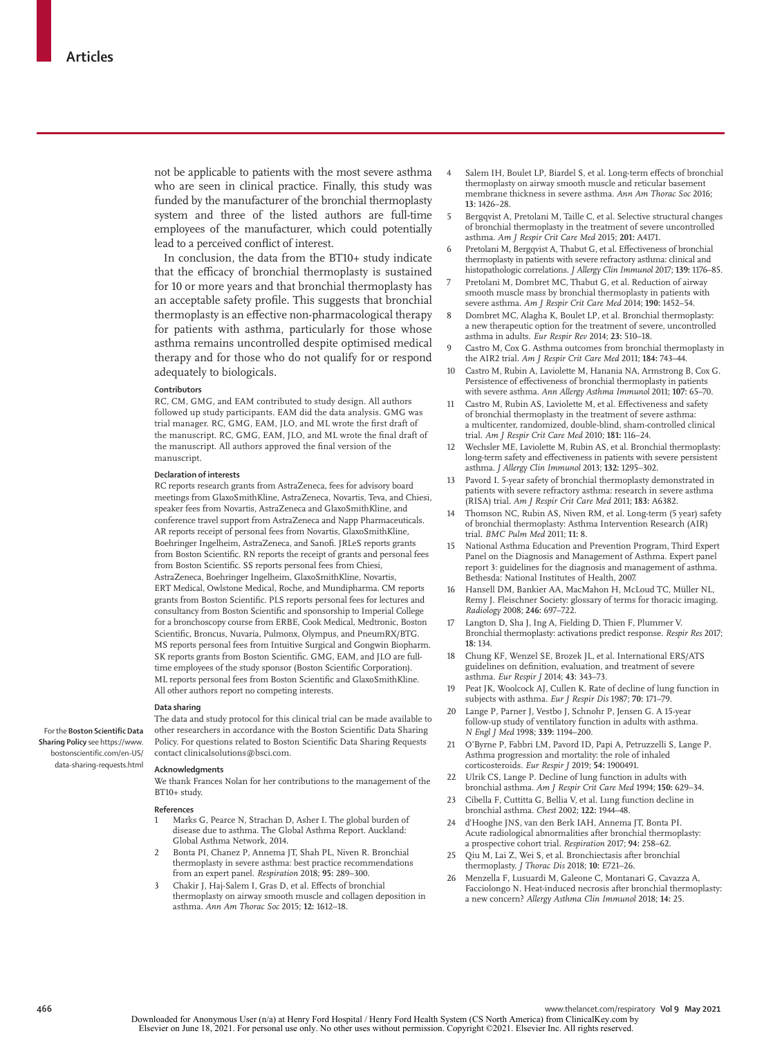not be applicable to patients with the most severe asthma who are seen in clinical practice. Finally, this study was funded by the manufacturer of the bronchial thermoplasty system and three of the listed authors are full-time employees of the manufacturer, which could potentially lead to a perceived conflict of interest.

In conclusion, the data from the BT10+ study indicate that the efficacy of bronchial thermoplasty is sustained for 10 or more years and that bronchial thermoplasty has an acceptable safety profile. This suggests that bronchial thermoplasty is an effective non-pharmacological therapy for patients with asthma, particularly for those whose asthma remains uncontrolled despite optimised medical therapy and for those who do not qualify for or respond adequately to biologicals.

#### Contributors

RC, CM, GMG, and EAM contributed to study design. All authors followed up study participants. EAM did the data analysis. GMG was trial manager. RC, GMG, EAM, JLO, and ML wrote the first draft of the manuscript. RC, GMG, EAM, JLO, and ML wrote the final draft of the manuscript. All authors approved the final version of the manuscript.

#### Declaration of interests

RC reports research grants from AstraZeneca, fees for advisory board meetings from GlaxoSmithKline, AstraZeneca, Novartis, Teva, and Chiesi, speaker fees from Novartis, AstraZeneca and GlaxoSmithKline, and conference travel support from AstraZeneca and Napp Pharmaceuticals. AR reports receipt of personal fees from Novartis, GlaxoSmithKline, Boehringer Ingelheim, AstraZeneca, and Sanofi. JRLeS reports grants from Boston Scientific. RN reports the receipt of grants and personal fees from Boston Scientific. SS reports personal fees from Chiesi, AstraZeneca, Boehringer Ingelheim, GlaxoSmithKline, Novartis, ERT Medical, Owlstone Medical, Roche, and Mundipharma. CM reports grants from Boston Scientific. PLS reports personal fees for lectures and consultancy from Boston Scientific and sponsorship to Imperial College for a bronchoscopy course from ERBE, Cook Medical, Medtronic, Boston Scientific, Broncus, Nuvaria, Pulmonx, Olympus, and PneumRX/BTG. MS reports personal fees from Intuitive Surgical and Gongwin Biopharm. SK reports grants from Boston Scientific. GMG, EAM, and JLO are full-time employees of the study sponsor (Boston Scientific Corporation). ML reports personal fees from Boston Scientific and GlaxoSmithKline. All other authors report no competing interests.

#### Data sharing

The data and study protocol for this clinical trial can be made available to other researchers in accordance with the Boston Scientific Data Sharing Policy. For questions related to Boston Scientific Data Sharing Requests contact clinicalsolutions@bsci.com.

For the **Boston Scientific Data Sharing Policy** see https://www.bostonscientific.com/en-US/data-sharing-requests.html

#### Acknowledgments

We thank Frances Nolan for her contributions to the management of the BT10+ study.

#### References

1. Marks G, Pearce N, Strachan D, Asher I. The global burden of disease due to asthma. The Global Asthma Report. Auckland: Global Asthma Network, 2014.
2. Bonta PI, Chanez P, Annema JT, Shah PL, Niven R. Bronchial thermoplasty in severe asthma: best practice recommendations from an expert panel. *Respiration* 2018; **95:** 289–300.
3. Chakir J, Haj-Salem I, Gras D, et al. Effects of bronchial thermoplasty on airway smooth muscle and collagen deposition in asthma. *Ann Am Thorac Soc* 2015; **12:** 1612–18.
4. Salem IH, Boulet LP, Biardel S, et al. Long-term effects of bronchial thermoplasty on airway smooth muscle and reticular basement membrane thickness in severe asthma. *Ann Am Thorac Soc* 2016; **13:** 1426–28.
5. Bergqvist A, Pretolani M, Taille C, et al. Selective structural changes of bronchial thermoplasty in the treatment of severe uncontrolled asthma. *Am J Respir Crit Care Med* 2015; **201:** A4171.
6. Pretolani M, Bergqvist A, Thabut G, et al. Effectiveness of bronchial thermoplasty in patients with severe refractory asthma: clinical and histopathologic correlations. *J Allergy Clin Immunol* 2017; **139:** 1176–85.
7. Pretolani M, Dombret MC, Thabut G, et al. Reduction of airway smooth muscle mass by bronchial thermoplasty in patients with severe asthma. *Am J Respir Crit Care Med* 2014; **190:** 1452–54.
8. Dombret MC, Alagha K, Boulet LP, et al. Bronchial thermoplasty: a new therapeutic option for the treatment of severe, uncontrolled asthma in adults. *Eur Respir Rev* 2014; **23:** 510–18.
9. Castro M, Cox G. Asthma outcomes from bronchial thermoplasty in the AIR2 trial. *Am J Respir Crit Care Med* 2011; **184:** 743–44.
10. Castro M, Rubin A, Laviolette M, Hanania NA, Armstrong B, Cox G. Persistence of effectiveness of bronchial thermoplasty in patients with severe asthma. *Ann Allergy Asthma Immunol* 2011; **107:** 65–70.
11. Castro M, Rubin AS, Laviolette M, et al. Effectiveness and safety of bronchial thermoplasty in the treatment of severe asthma: a multicenter, randomized, double-blind, sham-controlled clinical trial. *Am J Respir Crit Care Med* 2010; **181:** 116–24.
12. Wechsler ME, Laviolette M, Rubin AS, et al. Bronchial thermoplasty: long-term safety and effectiveness in patients with severe persistent asthma. *J Allergy Clin Immunol* 2013; **132:** 1295–302.
13. Pavord I. 5-year safety of bronchial thermoplasty demonstrated in patients with severe refractory asthma: research in severe asthma (RISA) trial. *Am J Respir Crit Care Med* 2011; **183:** A6382.
14. Thomson NC, Rubin AS, Niven RM, et al. Long-term (5 year) safety of bronchial thermoplasty: Asthma Intervention Research (AIR) trial. *BMC Pulm Med* 2011; **11:** 8.
15. National Asthma Education and Prevention Program, Third Expert Panel on the Diagnosis and Management of Asthma. Expert panel report 3: guidelines for the diagnosis and management of asthma. Bethesda: National Institutes of Health, 2007.
16. Hansell DM, Bankier AA, MacMahon H, McLoud TC, Müller NL, Remy J. Fleischner Society: glossary of terms for thoracic imaging. *Radiology* 2008; **246:** 697–722.
17. Langton D, Sha J, Ing A, Fielding D, Thien F, Plummer V. Bronchial thermoplasty: activations predict response. *Respir Res* 2017; **18:** 134.
18. Chung KF, Wenzel SE, Brozek JL, et al. International ERS/ATS guidelines on definition, evaluation, and treatment of severe asthma. *Eur Respir J* 2014; **43:** 343–73.
19. Peat JK, Woolcock AJ, Cullen K. Rate of decline of lung function in subjects with asthma. *Eur J Respir Dis* 1987; **70:** 171–79.
20. Lange P, Parner J, Vestbo J, Schnohr P, Jensen G. A 15-year follow-up study of ventilatory function in adults with asthma. *N Engl J Med* 1998; **339:** 1194–200.
21. O'Byrne P, Fabbri LM, Pavord ID, Papi A, Petruzzelli S, Lange P. Asthma progression and mortality: the role of inhaled corticosteroids. *Eur Respir J* 2019; **54:** 1900491.
22. Ulrik CS, Lange P. Decline of lung function in adults with bronchial asthma. *Am J Respir Crit Care Med* 1994; **150:** 629–34.
23. Cibella F, Cuttitta G, Bellia V, et al. Lung function decline in bronchial asthma. *Chest* 2002; **122:** 1944–48.
24. d'Hooghe JNS, van den Berk IAH, Annema JT, Bonta PI. Acute radiological abnormalities after bronchial thermoplasty: a prospective cohort trial. *Respiration* 2017; **94:** 258–62.
25. Qiu M, Lai Z, Wei S, et al. Bronchiectasis after bronchial thermoplasty. *J Thorac Dis* 2018; **10:** E721–26.
26. Menzella F, Lusuardi M, Galeone C, Montanari G, Cavazza A, Facciolongo N. Heat-induced necrosis after bronchial thermoplasty: a new concern? *Allergy Asthma Clin Immunol* 2018; **14:** 25.